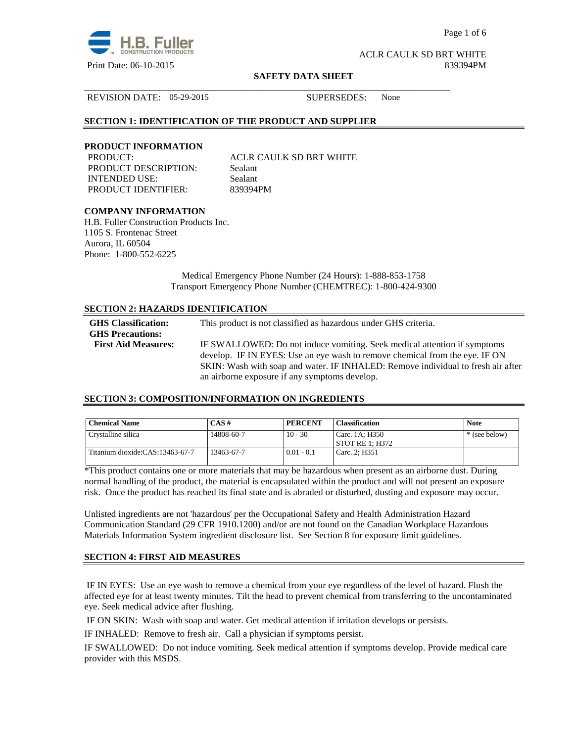ACLR CAULK SD BRT WHITE

Print Date: 06-10-2015 839394PM

**SAFETY DATA SHEET**

REVISION DATE: 05-29-2015 SUPERSEDES: None

## SECTION 1: IDENTIFICATION OF THE PRODUCT AND SUPPLIER

### PRODUCT INFORMATION

PRODUCT: ACLR CAULK SD BRT WHITE
PRODUCT DESCRIPTION: Sealant
INTENDED USE: Sealant
PRODUCT IDENTIFIER: 839394PM

### COMPANY INFORMATION

H.B. Fuller Construction Products Inc.
1105 S. Frontenac Street
Aurora, IL 60504
Phone: 1-800-552-6225

Medical Emergency Phone Number (24 Hours): 1-888-853-1758
Transport Emergency Phone Number (CHEMTREC): 1-800-424-9300

## SECTION 2: HAZARDS IDENTIFICATION

**GHS Classification:** This product is not classified as hazardous under GHS criteria.

**GHS Precautions:**

**First Aid Measures:** IF SWALLOWED: Do not induce vomiting. Seek medical attention if symptoms develop. IF IN EYES: Use an eye wash to remove chemical from the eye. IF ON SKIN: Wash with soap and water. IF INHALED: Remove individual to fresh air after an airborne exposure if any symptoms develop.

## SECTION 3: COMPOSITION/INFORMATION ON INGREDIENTS

| Chemical Name | CAS # | PERCENT | Classification | Note |
|---|---|---|---|---|
| Crystalline silica | 14808-60-7 | 10 - 30 | Carc. 1A; H350<br>STOT RE 1; H372 | * (see below) |
| Titanium dioxide:CAS:13463-67-7 | 13463-67-7 | 0.01 - 0.1 | Carc. 2; H351 | |

*This product contains one or more materials that may be hazardous when present as an airborne dust. During normal handling of the product, the material is encapsulated within the product and will not present an exposure risk. Once the product has reached its final state and is abraded or disturbed, dusting and exposure may occur.

Unlisted ingredients are not 'hazardous' per the Occupational Safety and Health Administration Hazard Communication Standard (29 CFR 1910.1200) and/or are not found on the Canadian Workplace Hazardous Materials Information System ingredient disclosure list. See Section 8 for exposure limit guidelines.

## SECTION 4: FIRST AID MEASURES

IF IN EYES: Use an eye wash to remove a chemical from your eye regardless of the level of hazard. Flush the affected eye for at least twenty minutes. Tilt the head to prevent chemical from transferring to the uncontaminated eye. Seek medical advice after flushing.

IF ON SKIN: Wash with soap and water. Get medical attention if irritation develops or persists.

IF INHALED: Remove to fresh air. Call a physician if symptoms persist.

IF SWALLOWED: Do not induce vomiting. Seek medical attention if symptoms develop. Provide medical care provider with this MSDS.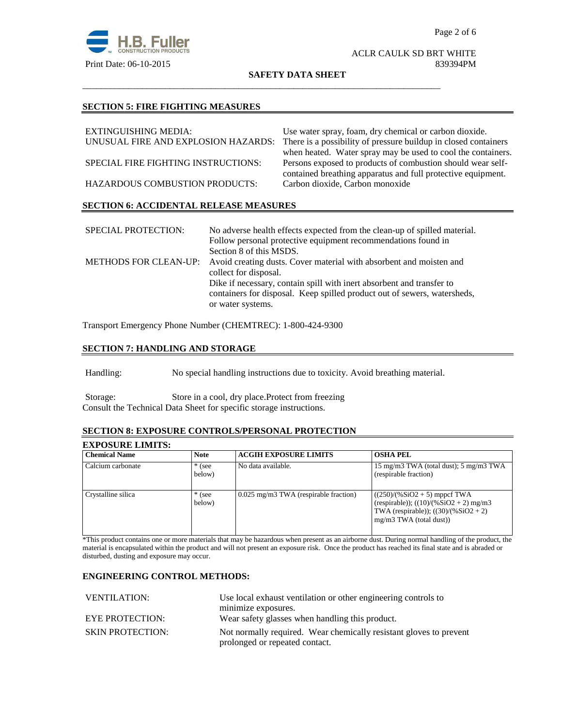## SECTION 5: FIRE FIGHTING MEASURES

| | |
|---|---|
| EXTINGUISHING MEDIA: | Use water spray, foam, dry chemical or carbon dioxide. |
| UNUSUAL FIRE AND EXPLOSION HAZARDS: | There is a possibility of pressure buildup in closed containers when heated. Water spray may be used to cool the containers. |
| SPECIAL FIRE FIGHTING INSTRUCTIONS: | Persons exposed to products of combustion should wear self-contained breathing apparatus and full protective equipment. |
| HAZARDOUS COMBUSTION PRODUCTS: | Carbon dioxide, Carbon monoxide |

## SECTION 6: ACCIDENTAL RELEASE MEASURES

| | |
|---|---|
| SPECIAL PROTECTION: | No adverse health effects expected from the clean-up of spilled material. Follow personal protective equipment recommendations found in Section 8 of this MSDS. |
| METHODS FOR CLEAN-UP: | Avoid creating dusts. Cover material with absorbent and moisten and collect for disposal. Dike if necessary, contain spill with inert absorbent and transfer to containers for disposal. Keep spilled product out of sewers, watersheds, or water systems. |

Transport Emergency Phone Number (CHEMTREC): 1-800-424-9300

## SECTION 7: HANDLING AND STORAGE

Handling: No special handling instructions due to toxicity. Avoid breathing material.

Storage: Store in a cool, dry place.Protect from freezing
Consult the Technical Data Sheet for specific storage instructions.

## SECTION 8: EXPOSURE CONTROLS/PERSONAL PROTECTION

### EXPOSURE LIMITS:

| Chemical Name | Note | ACGIH EXPOSURE LIMITS | OSHA PEL |
|---|---|---|---|
| Calcium carbonate | * (see below) | No data available. | 15 mg/m3 TWA (total dust); 5 mg/m3 TWA (respirable fraction) |
| Crystalline silica | * (see below) | 0.025 mg/m3 TWA (respirable fraction) | ((250)/(%SiO2 + 5) mppcf TWA (respirable)); ((10)/(%SiO2 + 2) mg/m3 TWA (respirable)); ((30)/(%SiO2 + 2) mg/m3 TWA (total dust)) |

*This product contains one or more materials that may be hazardous when present as an airborne dust. During normal handling of the product, the material is encapsulated within the product and will not present an exposure risk. Once the product has reached its final state and is abraded or disturbed, dusting and exposure may occur.

### ENGINEERING CONTROL METHODS:

| | |
|---|---|
| VENTILATION: | Use local exhaust ventilation or other engineering controls to minimize exposures. |
| EYE PROTECTION: | Wear safety glasses when handling this product. |
| SKIN PROTECTION: | Not normally required. Wear chemically resistant gloves to prevent prolonged or repeated contact. |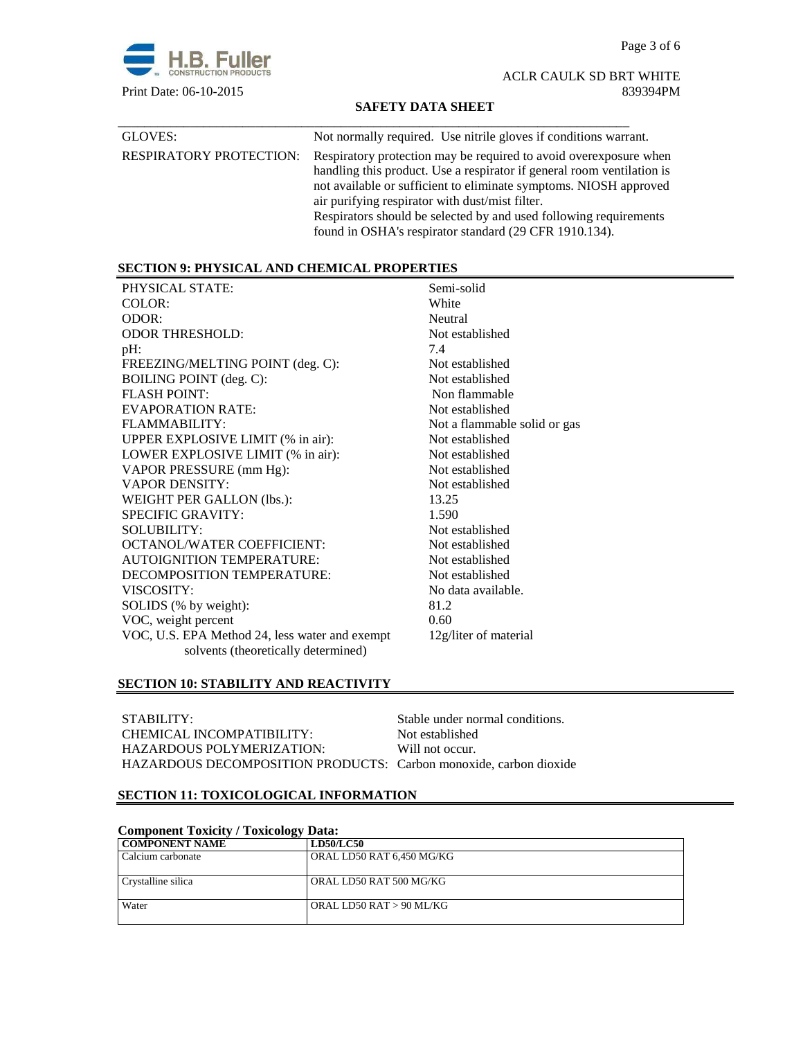| | |
|---|---|
| GLOVES: | Not normally required. Use nitrile gloves if conditions warrant. |
| RESPIRATORY PROTECTION: | Respiratory protection may be required to avoid overexposure when handling this product. Use a respirator if general room ventilation is not available or sufficient to eliminate symptoms. NIOSH approved air purifying respirator with dust/mist filter. Respirators should be selected by and used following requirements found in OSHA's respirator standard (29 CFR 1910.134). |

## SECTION 9: PHYSICAL AND CHEMICAL PROPERTIES

| | |
|---|---|
| PHYSICAL STATE: | Semi-solid |
| COLOR: | White |
| ODOR: | Neutral |
| ODOR THRESHOLD: | Not established |
| pH: | 7.4 |
| FREEZING/MELTING POINT (deg. C): | Not established |
| BOILING POINT (deg. C): | Not established |
| FLASH POINT: | Non flammable |
| EVAPORATION RATE: | Not established |
| FLAMMABILITY: | Not a flammable solid or gas |
| UPPER EXPLOSIVE LIMIT (% in air): | Not established |
| LOWER EXPLOSIVE LIMIT (% in air): | Not established |
| VAPOR PRESSURE (mm Hg): | Not established |
| VAPOR DENSITY: | Not established |
| WEIGHT PER GALLON (lbs.): | 13.25 |
| SPECIFIC GRAVITY: | 1.590 |
| SOLUBILITY: | Not established |
| OCTANOL/WATER COEFFICIENT: | Not established |
| AUTOIGNITION TEMPERATURE: | Not established |
| DECOMPOSITION TEMPERATURE: | Not established |
| VISCOSITY: | No data available. |
| SOLIDS (% by weight): | 81.2 |
| VOC, weight percent | 0.60 |
| VOC, U.S. EPA Method 24, less water and exempt solvents (theoretically determined) | 12g/liter of material |

## SECTION 10: STABILITY AND REACTIVITY

| | |
|---|---|
| STABILITY: | Stable under normal conditions. |
| CHEMICAL INCOMPATIBILITY: | Not established |
| HAZARDOUS POLYMERIZATION: | Will not occur. |
| HAZARDOUS DECOMPOSITION PRODUCTS: | Carbon monoxide, carbon dioxide |

## SECTION 11: TOXICOLOGICAL INFORMATION

**Component Toxicity / Toxicology Data:**

| COMPONENT NAME | LD50/LC50 |
|---|---|
| Calcium carbonate | ORAL LD50 RAT 6,450 MG/KG |
| Crystalline silica | ORAL LD50 RAT 500 MG/KG |
| Water | ORAL LD50 RAT > 90 ML/KG |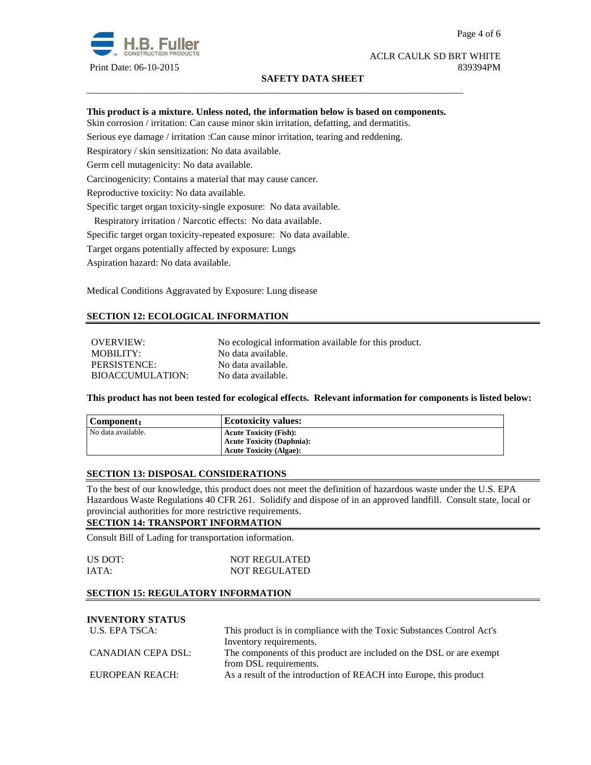**This product is a mixture. Unless noted, the information below is based on components.**

Skin corrosion / irritation: Can cause minor skin irritation, defatting, and dermatitis.

Serious eye damage / irritation :Can cause minor irritation, tearing and reddening.

Respiratory / skin sensitization: No data available.

Germ cell mutagenicity: No data available.

Carcinogenicity: Contains a material that may cause cancer.

Reproductive toxicity: No data available.

Specific target organ toxicity-single exposure: No data available.

Respiratory irritation / Narcotic effects: No data available.

Specific target organ toxicity-repeated exposure: No data available.

Target organs potentially affected by exposure: Lungs

Aspiration hazard: No data available.

Medical Conditions Aggravated by Exposure: Lung disease

## SECTION 12: ECOLOGICAL INFORMATION

| | |
|---|---|
| OVERVIEW: | No ecological information available for this product. |
| MOBILITY: | No data available. |
| PERSISTENCE: | No data available. |
| BIOACCUMULATION: | No data available. |

**This product has not been tested for ecological effects. Relevant information for components is listed below:**

| Component: | Ecotoxicity values: |
|---|---|
| No data available. | **Acute Toxicity (Fish):**<br>**Acute Toxicity (Daphnia):**<br>**Acute Toxicity (Algae):** |

## SECTION 13: DISPOSAL CONSIDERATIONS

To the best of our knowledge, this product does not meet the definition of hazardous waste under the U.S. EPA Hazardous Waste Regulations 40 CFR 261. Solidify and dispose of in an approved landfill. Consult state, local or provincial authorities for more restrictive requirements.

## SECTION 14: TRANSPORT INFORMATION

Consult Bill of Lading for transportation information.

| | |
|---|---|
| US DOT: | NOT REGULATED |
| IATA: | NOT REGULATED |

## SECTION 15: REGULATORY INFORMATION

**INVENTORY STATUS**

| | |
|---|---|
| U.S. EPA TSCA: | This product is in compliance with the Toxic Substances Control Act's Inventory requirements. |
| CANADIAN CEPA DSL: | The components of this product are included on the DSL or are exempt from DSL requirements. |
| EUROPEAN REACH: | As a result of the introduction of REACH into Europe, this product |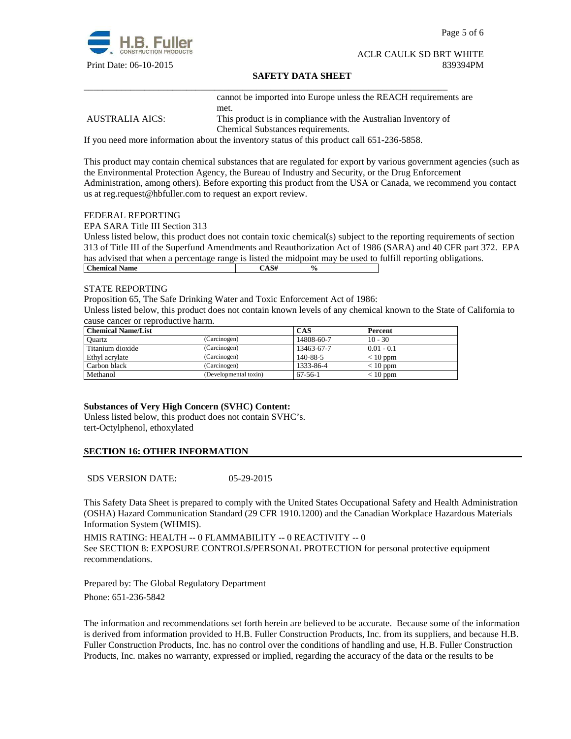cannot be imported into Europe unless the REACH requirements are met.

AUSTRALIA AICS: This product is in compliance with the Australian Inventory of Chemical Substances requirements.

If you need more information about the inventory status of this product call 651-236-5858.

This product may contain chemical substances that are regulated for export by various government agencies (such as the Environmental Protection Agency, the Bureau of Industry and Security, or the Drug Enforcement Administration, among others). Before exporting this product from the USA or Canada, we recommend you contact us at reg.request@hbfuller.com to request an export review.

FEDERAL REPORTING

EPA SARA Title III Section 313

Unless listed below, this product does not contain toxic chemical(s) subject to the reporting requirements of section 313 of Title III of the Superfund Amendments and Reauthorization Act of 1986 (SARA) and 40 CFR part 372. EPA has advised that when a percentage range is listed the midpoint may be used to fulfill reporting obligations.

| Chemical Name | CAS# | % |
|---|---|---|

STATE REPORTING

Proposition 65, The Safe Drinking Water and Toxic Enforcement Act of 1986:

Unless listed below, this product does not contain known levels of any chemical known to the State of California to cause cancer or reproductive harm.

| Chemical Name/List | | CAS | Percent |
|---|---|---|---|
| Quartz | (Carcinogen) | 14808-60-7 | 10 - 30 |
| Titanium dioxide | (Carcinogen) | 13463-67-7 | 0.01 - 0.1 |
| Ethyl acrylate | (Carcinogen) | 140-88-5 | < 10 ppm |
| Carbon black | (Carcinogen) | 1333-86-4 | < 10 ppm |
| Methanol | (Developmental toxin) | 67-56-1 | < 10 ppm |

**Substances of Very High Concern (SVHC) Content:**

Unless listed below, this product does not contain SVHC's.

tert-Octylphenol, ethoxylated

## SECTION 16: OTHER INFORMATION

SDS VERSION DATE: 05-29-2015

This Safety Data Sheet is prepared to comply with the United States Occupational Safety and Health Administration (OSHA) Hazard Communication Standard (29 CFR 1910.1200) and the Canadian Workplace Hazardous Materials Information System (WHMIS).

HMIS RATING: HEALTH -- 0 FLAMMABILITY -- 0 REACTIVITY -- 0

See SECTION 8: EXPOSURE CONTROLS/PERSONAL PROTECTION for personal protective equipment recommendations.

Prepared by: The Global Regulatory Department

Phone: 651-236-5842

The information and recommendations set forth herein are believed to be accurate. Because some of the information is derived from information provided to H.B. Fuller Construction Products, Inc. from its suppliers, and because H.B. Fuller Construction Products, Inc. has no control over the conditions of handling and use, H.B. Fuller Construction Products, Inc. makes no warranty, expressed or implied, regarding the accuracy of the data or the results to be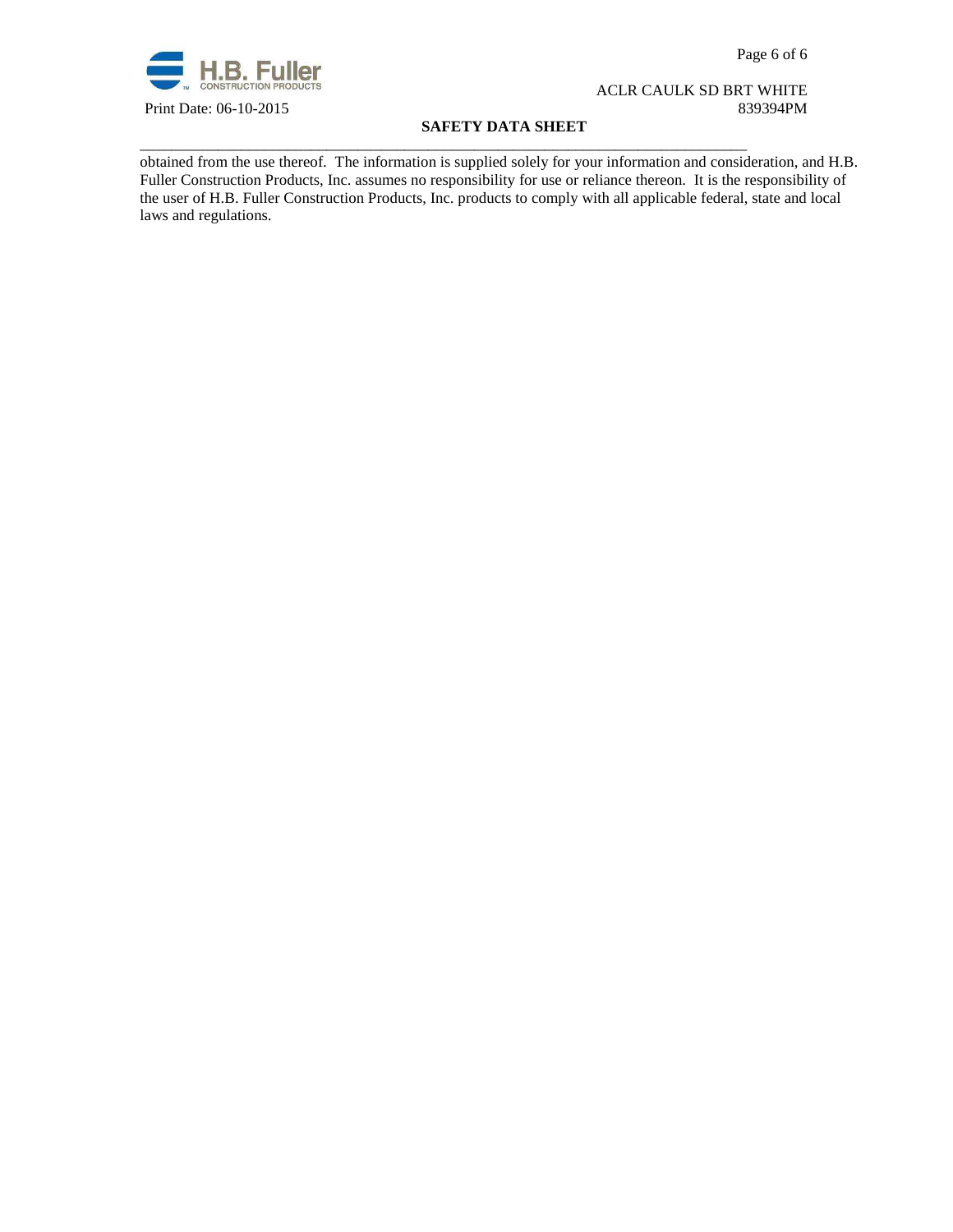obtained from the use thereof. The information is supplied solely for your information and consideration, and H.B. Fuller Construction Products, Inc. assumes no responsibility for use or reliance thereon. It is the responsibility of the user of H.B. Fuller Construction Products, Inc. products to comply with all applicable federal, state and local laws and regulations.